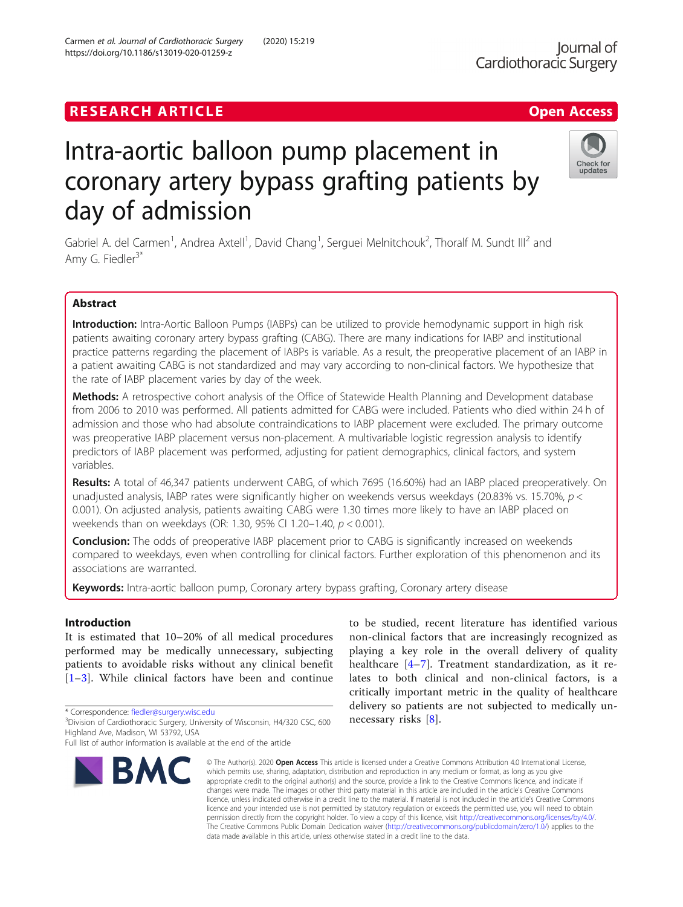RESEARCH ARTICLE

Open Access

# Intra-aortic balloon pump placement in coronary artery bypass grafting patients by day of admission

Gabriel A. del Carmen[1], Andrea Axtell[1], David Chang[1], Serguei Melnitchouk[2], Thoralf M. Sundt III[2] and Amy G. Fiedler[3*]

## Abstract

**Introduction:** Intra-Aortic Balloon Pumps (IABPs) can be utilized to provide hemodynamic support in high risk patients awaiting coronary artery bypass grafting (CABG). There are many indications for IABP and institutional practice patterns regarding the placement of IABPs is variable. As a result, the preoperative placement of an IABP in a patient awaiting CABG is not standardized and may vary according to non-clinical factors. We hypothesize that the rate of IABP placement varies by day of the week.

**Methods:** A retrospective cohort analysis of the Office of Statewide Health Planning and Development database from 2006 to 2010 was performed. All patients admitted for CABG were included. Patients who died within 24 h of admission and those who had absolute contraindications to IABP placement were excluded. The primary outcome was preoperative IABP placement versus non-placement. A multivariable logistic regression analysis to identify predictors of IABP placement was performed, adjusting for patient demographics, clinical factors, and system variables.

**Results:** A total of 46,347 patients underwent CABG, of which 7695 (16.60%) had an IABP placed preoperatively. On unadjusted analysis, IABP rates were significantly higher on weekends versus weekdays (20.83% vs. 15.70%, $p < 0.001$). On adjusted analysis, patients awaiting CABG were 1.30 times more likely to have an IABP placed on weekends than on weekdays (OR: 1.30, 95% CI 1.20–1.40, $p < 0.001$).

**Conclusion:** The odds of preoperative IABP placement prior to CABG is significantly increased on weekends compared to weekdays, even when controlling for clinical factors. Further exploration of this phenomenon and its associations are warranted.

**Keywords:** Intra-aortic balloon pump, Coronary artery bypass grafting, Coronary artery disease

## Introduction

It is estimated that 10–20% of all medical procedures performed may be medically unnecessary, subjecting patients to avoidable risks without any clinical benefit [1–3]. While clinical factors have been and continue to be studied, recent literature has identified various non-clinical factors that are increasingly recognized as playing a key role in the overall delivery of quality healthcare [4–7]. Treatment standardization, as it relates to both clinical and non-clinical factors, is a critically important metric in the quality of healthcare delivery so patients are not subjected to medically unnecessary risks [8].

\* Correspondence: fiedler@surgery.wisc.edu

[3]Division of Cardiothoracic Surgery, University of Wisconsin, H4/320 CSC, 600 Highland Ave, Madison, WI 53792, USA

Full list of author information is available at the end of the article

© The Author(s). 2020 **Open Access** This article is licensed under a Creative Commons Attribution 4.0 International License, which permits use, sharing, adaptation, distribution and reproduction in any medium or format, as long as you give appropriate credit to the original author(s) and the source, provide a link to the Creative Commons licence, and indicate if changes were made. The images or other third party material in this article are included in the article's Creative Commons licence, unless indicated otherwise in a credit line to the material. If material is not included in the article's Creative Commons licence and your intended use is not permitted by statutory regulation or exceeds the permitted use, you will need to obtain permission directly from the copyright holder. To view a copy of this licence, visit http://creativecommons.org/licenses/by/4.0/. The Creative Commons Public Domain Dedication waiver (http://creativecommons.org/publicdomain/zero/1.0/) applies to the data made available in this article, unless otherwise stated in a credit line to the data.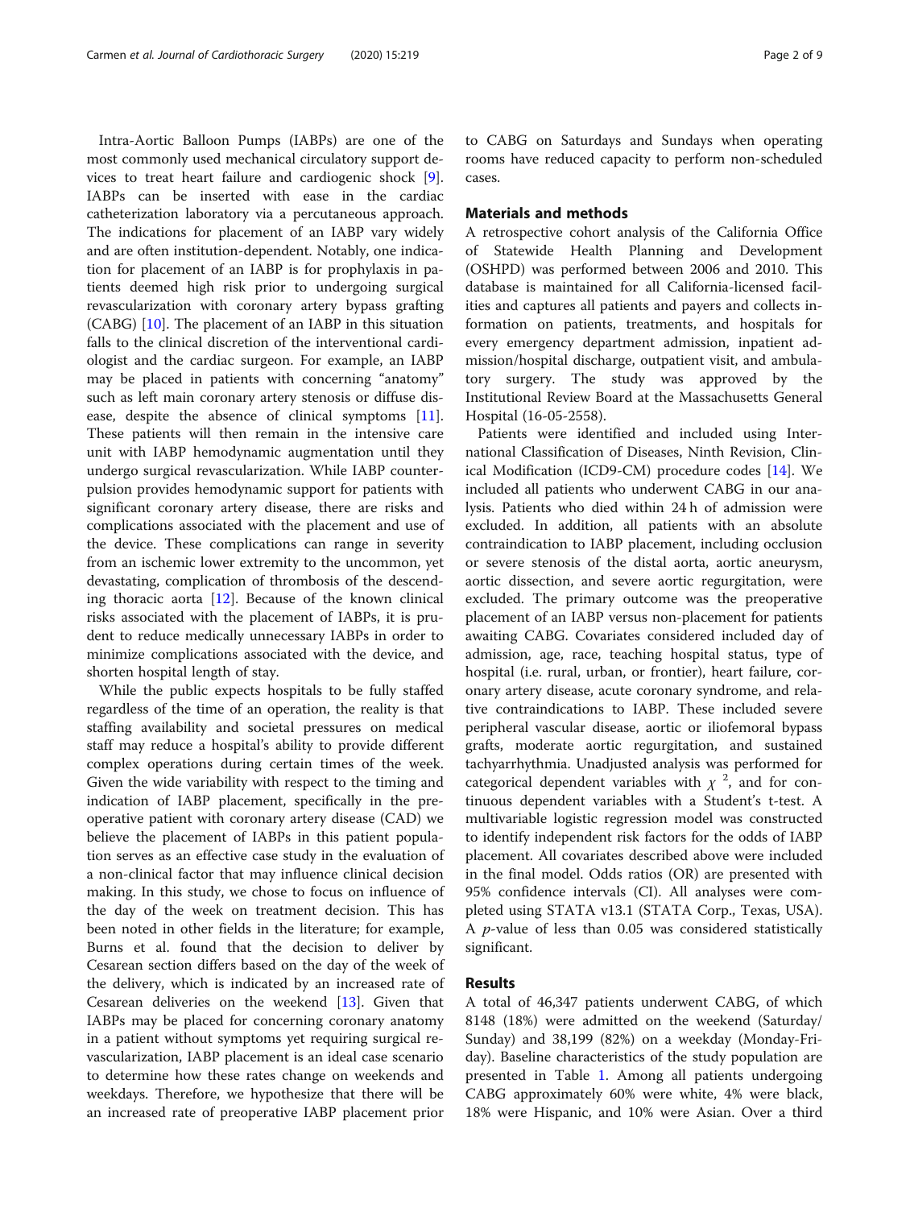Intra-Aortic Balloon Pumps (IABPs) are one of the most commonly used mechanical circulatory support devices to treat heart failure and cardiogenic shock [9]. IABPs can be inserted with ease in the cardiac catheterization laboratory via a percutaneous approach. The indications for placement of an IABP vary widely and are often institution-dependent. Notably, one indication for placement of an IABP is for prophylaxis in patients deemed high risk prior to undergoing surgical revascularization with coronary artery bypass grafting (CABG) [10]. The placement of an IABP in this situation falls to the clinical discretion of the interventional cardiologist and the cardiac surgeon. For example, an IABP may be placed in patients with concerning "anatomy" such as left main coronary artery stenosis or diffuse disease, despite the absence of clinical symptoms [11]. These patients will then remain in the intensive care unit with IABP hemodynamic augmentation until they undergo surgical revascularization. While IABP counterpulsion provides hemodynamic support for patients with significant coronary artery disease, there are risks and complications associated with the placement and use of the device. These complications can range in severity from an ischemic lower extremity to the uncommon, yet devastating, complication of thrombosis of the descending thoracic aorta [12]. Because of the known clinical risks associated with the placement of IABPs, it is prudent to reduce medically unnecessary IABPs in order to minimize complications associated with the device, and shorten hospital length of stay.

While the public expects hospitals to be fully staffed regardless of the time of an operation, the reality is that staffing availability and societal pressures on medical staff may reduce a hospital's ability to provide different complex operations during certain times of the week. Given the wide variability with respect to the timing and indication of IABP placement, specifically in the preoperative patient with coronary artery disease (CAD) we believe the placement of IABPs in this patient population serves as an effective case study in the evaluation of a non-clinical factor that may influence clinical decision making. In this study, we chose to focus on influence of the day of the week on treatment decision. This has been noted in other fields in the literature; for example, Burns et al. found that the decision to deliver by Cesarean section differs based on the day of the week of the delivery, which is indicated by an increased rate of Cesarean deliveries on the weekend [13]. Given that IABPs may be placed for concerning coronary anatomy in a patient without symptoms yet requiring surgical revascularization, IABP placement is an ideal case scenario to determine how these rates change on weekends and weekdays. Therefore, we hypothesize that there will be an increased rate of preoperative IABP placement prior to CABG on Saturdays and Sundays when operating rooms have reduced capacity to perform non-scheduled cases.

## Materials and methods

A retrospective cohort analysis of the California Office of Statewide Health Planning and Development (OSHPD) was performed between 2006 and 2010. This database is maintained for all California-licensed facilities and captures all patients and payers and collects information on patients, treatments, and hospitals for every emergency department admission, inpatient admission/hospital discharge, outpatient visit, and ambulatory surgery. The study was approved by the Institutional Review Board at the Massachusetts General Hospital (16-05-2558).

Patients were identified and included using International Classification of Diseases, Ninth Revision, Clinical Modification (ICD9-CM) procedure codes [14]. We included all patients who underwent CABG in our analysis. Patients who died within 24 h of admission were excluded. In addition, all patients with an absolute contraindication to IABP placement, including occlusion or severe stenosis of the distal aorta, aortic aneurysm, aortic dissection, and severe aortic regurgitation, were excluded. The primary outcome was the preoperative placement of an IABP versus non-placement for patients awaiting CABG. Covariates considered included day of admission, age, race, teaching hospital status, type of hospital (i.e. rural, urban, or frontier), heart failure, coronary artery disease, acute coronary syndrome, and relative contraindications to IABP. These included severe peripheral vascular disease, aortic or iliofemoral bypass grafts, moderate aortic regurgitation, and sustained tachyarrhythmia. Unadjusted analysis was performed for categorical dependent variables with $\chi^2$, and for continuous dependent variables with a Student's t-test. A multivariable logistic regression model was constructed to identify independent risk factors for the odds of IABP placement. All covariates described above were included in the final model. Odds ratios (OR) are presented with 95% confidence intervals (CI). All analyses were completed using STATA v13.1 (STATA Corp., Texas, USA). A $p$-value of less than 0.05 was considered statistically significant.

## Results

A total of 46,347 patients underwent CABG, of which 8148 (18%) were admitted on the weekend (Saturday/Sunday) and 38,199 (82%) on a weekday (Monday-Friday). Baseline characteristics of the study population are presented in Table 1. Among all patients undergoing CABG approximately 60% were white, 4% were black, 18% were Hispanic, and 10% were Asian. Over a third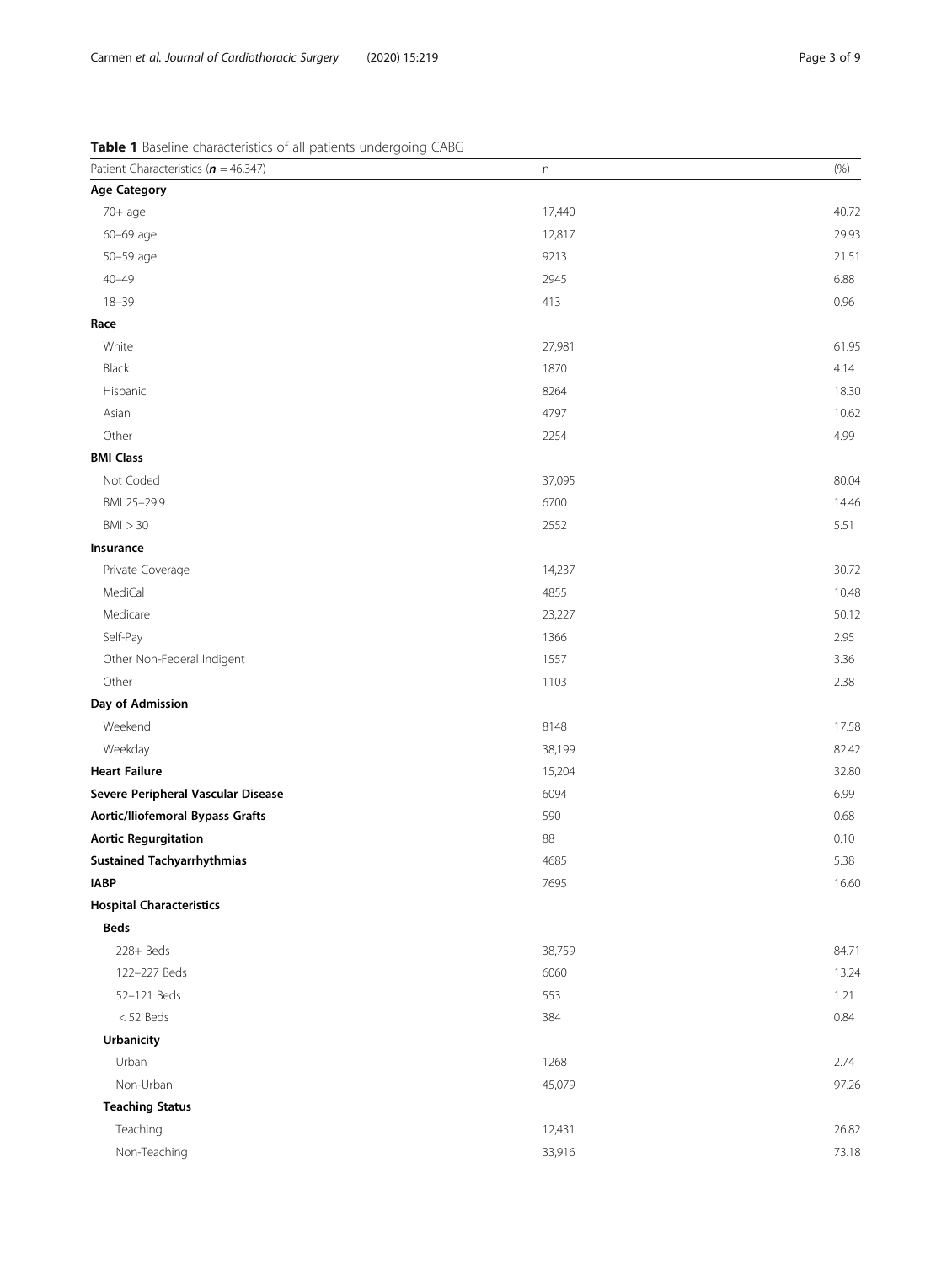**Table 1** Baseline characteristics of all patients undergoing CABG

| Patient Characteristics (***n*** = 46,347) | n | (%) |
|---|---|---|
| **Age Category** | | |
| 70+ age | 17,440 | 40.72 |
| 60–69 age | 12,817 | 29.93 |
| 50–59 age | 9213 | 21.51 |
| 40–49 | 2945 | 6.88 |
| 18–39 | 413 | 0.96 |
| **Race** | | |
| White | 27,981 | 61.95 |
| Black | 1870 | 4.14 |
| Hispanic | 8264 | 18.30 |
| Asian | 4797 | 10.62 |
| Other | 2254 | 4.99 |
| **BMI Class** | | |
| Not Coded | 37,095 | 80.04 |
| BMI 25–29.9 | 6700 | 14.46 |
| BMI > 30 | 2552 | 5.51 |
| **Insurance** | | |
| Private Coverage | 14,237 | 30.72 |
| MediCal | 4855 | 10.48 |
| Medicare | 23,227 | 50.12 |
| Self-Pay | 1366 | 2.95 |
| Other Non-Federal Indigent | 1557 | 3.36 |
| Other | 1103 | 2.38 |
| **Day of Admission** | | |
| Weekend | 8148 | 17.58 |
| Weekday | 38,199 | 82.42 |
| **Heart Failure** | 15,204 | 32.80 |
| **Severe Peripheral Vascular Disease** | 6094 | 6.99 |
| **Aortic/Iliofemoral Bypass Grafts** | 590 | 0.68 |
| **Aortic Regurgitation** | 88 | 0.10 |
| **Sustained Tachyarrhythmias** | 4685 | 5.38 |
| **IABP** | 7695 | 16.60 |
| **Hospital Characteristics** | | |
| **Beds** | | |
| 228+ Beds | 38,759 | 84.71 |
| 122–227 Beds | 6060 | 13.24 |
| 52–121 Beds | 553 | 1.21 |
| < 52 Beds | 384 | 0.84 |
| **Urbanicity** | | |
| Urban | 1268 | 2.74 |
| Non-Urban | 45,079 | 97.26 |
| **Teaching Status** | | |
| Teaching | 12,431 | 26.82 |
| Non-Teaching | 33,916 | 73.18 |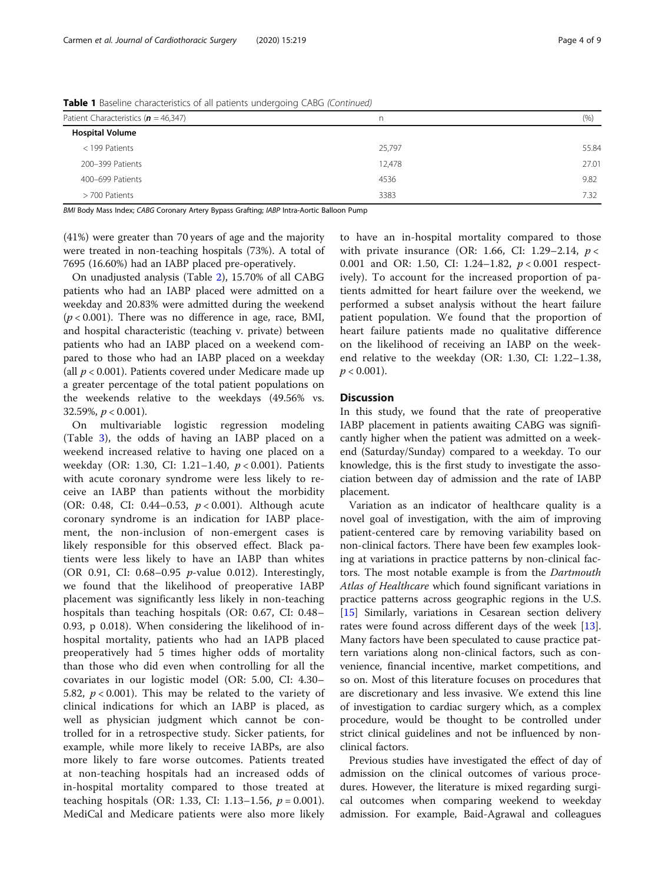**Table 1** Baseline characteristics of all patients undergoing CABG *(Continued)*

| Patient Characteristics (***n*** = 46,347) | n | (%) |
|---|---|---|
| **Hospital Volume** | | |
| < 199 Patients | 25,797 | 55.84 |
| 200–399 Patients | 12,478 | 27.01 |
| 400–699 Patients | 4536 | 9.82 |
| > 700 Patients | 3383 | 7.32 |

*BMI* Body Mass Index; *CABG* Coronary Artery Bypass Grafting; *IABP* Intra-Aortic Balloon Pump

(41%) were greater than 70 years of age and the majority were treated in non-teaching hospitals (73%). A total of 7695 (16.60%) had an IABP placed pre-operatively.

On unadjusted analysis (Table 2), 15.70% of all CABG patients who had an IABP placed were admitted on a weekday and 20.83% were admitted during the weekend ($p < 0.001$). There was no difference in age, race, BMI, and hospital characteristic (teaching v. private) between patients who had an IABP placed on a weekend compared to those who had an IABP placed on a weekday (all $p < 0.001$). Patients covered under Medicare made up a greater percentage of the total patient populations on the weekends relative to the weekdays (49.56% vs. 32.59%, $p < 0.001$).

On multivariable logistic regression modeling (Table 3), the odds of having an IABP placed on a weekend increased relative to having one placed on a weekday (OR: 1.30, CI: 1.21–1.40, $p < 0.001$). Patients with acute coronary syndrome were less likely to receive an IABP than patients without the morbidity (OR: 0.48, CI: 0.44–0.53, $p < 0.001$). Although acute coronary syndrome is an indication for IABP placement, the non-inclusion of non-emergent cases is likely responsible for this observed effect. Black patients were less likely to have an IABP than whites (OR 0.91, CI: 0.68–0.95 *p*-value 0.012). Interestingly, we found that the likelihood of preoperative IABP placement was significantly less likely in non-teaching hospitals than teaching hospitals (OR: 0.67, CI: 0.48–0.93, p 0.018). When considering the likelihood of in-hospital mortality, patients who had an IAPB placed preoperatively had 5 times higher odds of mortality than those who did even when controlling for all the covariates in our logistic model (OR: 5.00, CI: 4.30–5.82, $p < 0.001$). This may be related to the variety of clinical indications for which an IABP is placed, as well as physician judgment which cannot be controlled for in a retrospective study. Sicker patients, for example, while more likely to receive IABPs, are also more likely to fare worse outcomes. Patients treated at non-teaching hospitals had an increased odds of in-hospital mortality compared to those treated at teaching hospitals (OR: 1.33, CI: 1.13–1.56, $p = 0.001$). MediCal and Medicare patients were also more likely to have an in-hospital mortality compared to those with private insurance (OR: 1.66, CI: 1.29–2.14, $p < 0.001$ and OR: 1.50, CI: 1.24–1.82, $p < 0.001$ respectively). To account for the increased proportion of patients admitted for heart failure over the weekend, we performed a subset analysis without the heart failure patient population. We found that the proportion of heart failure patients made no qualitative difference on the likelihood of receiving an IABP on the weekend relative to the weekday (OR: 1.30, CI: 1.22–1.38, $p < 0.001$).

## Discussion

In this study, we found that the rate of preoperative IABP placement in patients awaiting CABG was significantly higher when the patient was admitted on a weekend (Saturday/Sunday) compared to a weekday. To our knowledge, this is the first study to investigate the association between day of admission and the rate of IABP placement.

Variation as an indicator of healthcare quality is a novel goal of investigation, with the aim of improving patient-centered care by removing variability based on non-clinical factors. There have been few examples looking at variations in practice patterns by non-clinical factors. The most notable example is from the *Dartmouth Atlas of Healthcare* which found significant variations in practice patterns across geographic regions in the U.S. [15] Similarly, variations in Cesarean section delivery rates were found across different days of the week [13]. Many factors have been speculated to cause practice pattern variations along non-clinical factors, such as convenience, financial incentive, market competitions, and so on. Most of this literature focuses on procedures that are discretionary and less invasive. We extend this line of investigation to cardiac surgery which, as a complex procedure, would be thought to be controlled under strict clinical guidelines and not be influenced by non-clinical factors.

Previous studies have investigated the effect of day of admission on the clinical outcomes of various procedures. However, the literature is mixed regarding surgical outcomes when comparing weekend to weekday admission. For example, Baid-Agrawal and colleagues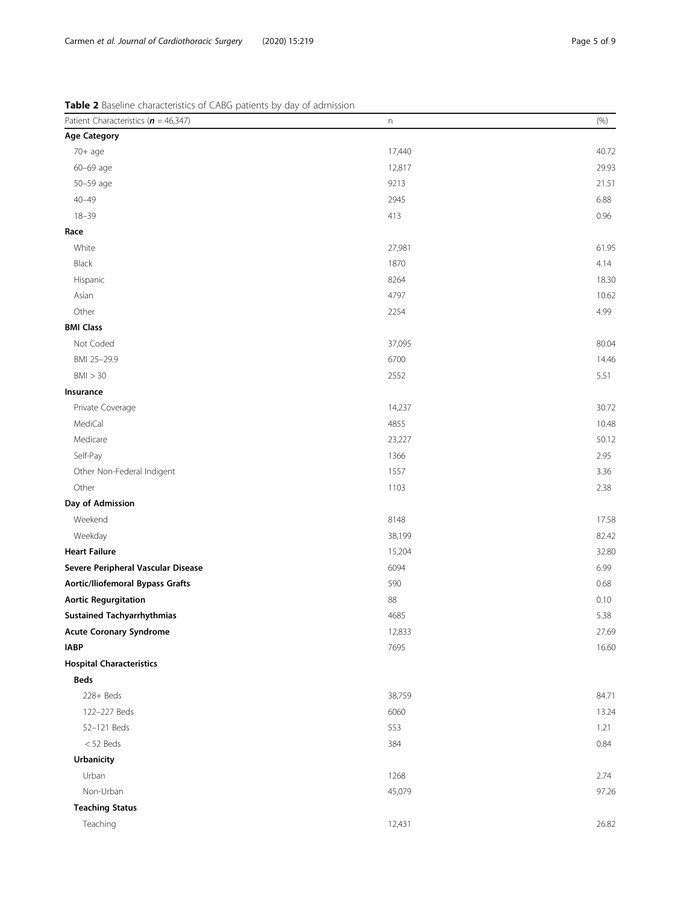**Table 2** Baseline characteristics of CABG patients by day of admission

| Patient Characteristics (***n*** = 46,347) | n | (%) |
|---|---|---|
| **Age Category** | | |
| 70+ age | 17,440 | 40.72 |
| 60–69 age | 12,817 | 29.93 |
| 50–59 age | 9213 | 21.51 |
| 40–49 | 2945 | 6.88 |
| 18–39 | 413 | 0.96 |
| **Race** | | |
| White | 27,981 | 61.95 |
| Black | 1870 | 4.14 |
| Hispanic | 8264 | 18.30 |
| Asian | 4797 | 10.62 |
| Other | 2254 | 4.99 |
| **BMI Class** | | |
| Not Coded | 37,095 | 80.04 |
| BMI 25–29.9 | 6700 | 14.46 |
| BMI > 30 | 2552 | 5.51 |
| **Insurance** | | |
| Private Coverage | 14,237 | 30.72 |
| MediCal | 4855 | 10.48 |
| Medicare | 23,227 | 50.12 |
| Self-Pay | 1366 | 2.95 |
| Other Non-Federal Indigent | 1557 | 3.36 |
| Other | 1103 | 2.38 |
| **Day of Admission** | | |
| Weekend | 8148 | 17.58 |
| Weekday | 38,199 | 82.42 |
| **Heart Failure** | 15,204 | 32.80 |
| **Severe Peripheral Vascular Disease** | 6094 | 6.99 |
| **Aortic/Iliofemoral Bypass Grafts** | 590 | 0.68 |
| **Aortic Regurgitation** | 88 | 0.10 |
| **Sustained Tachyarrhythmias** | 4685 | 5.38 |
| **Acute Coronary Syndrome** | 12,833 | 27.69 |
| **IABP** | 7695 | 16.60 |
| **Hospital Characteristics** | | |
| **Beds** | | |
| 228+ Beds | 38,759 | 84.71 |
| 122–227 Beds | 6060 | 13.24 |
| 52–121 Beds | 553 | 1.21 |
| < 52 Beds | 384 | 0.84 |
| **Urbanicity** | | |
| Urban | 1268 | 2.74 |
| Non-Urban | 45,079 | 97.26 |
| **Teaching Status** | | |
| Teaching | 12,431 | 26.82 |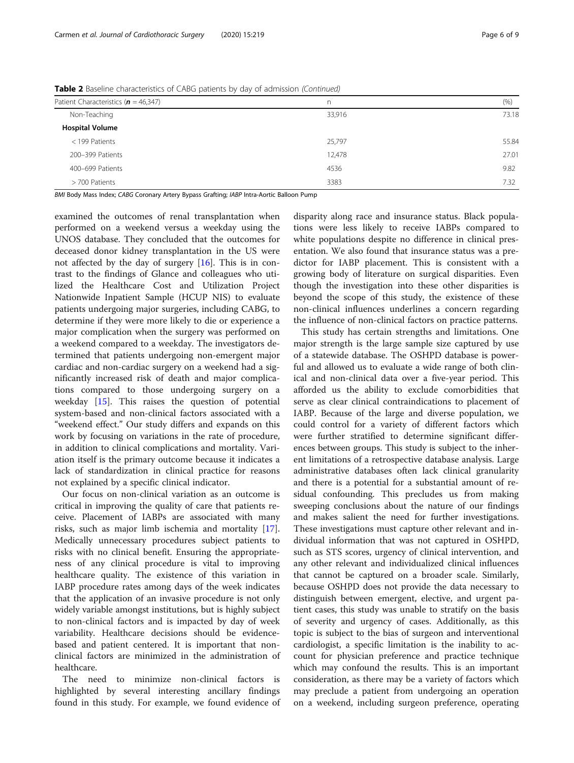**Table 2** Baseline characteristics of CABG patients by day of admission *(Continued)*

| Patient Characteristics (**n** = 46,347) | n | (%) |
|---|---|---|
| Non-Teaching | 33,916 | 73.18 |
| **Hospital Volume** | | |
| < 199 Patients | 25,797 | 55.84 |
| 200–399 Patients | 12,478 | 27.01 |
| 400–699 Patients | 4536 | 9.82 |
| > 700 Patients | 3383 | 7.32 |

*BMI* Body Mass Index; *CABG* Coronary Artery Bypass Grafting; *IABP* Intra-Aortic Balloon Pump

examined the outcomes of renal transplantation when performed on a weekend versus a weekday using the UNOS database. They concluded that the outcomes for deceased donor kidney transplantation in the US were not affected by the day of surgery [16]. This is in contrast to the findings of Glance and colleagues who utilized the Healthcare Cost and Utilization Project Nationwide Inpatient Sample (HCUP NIS) to evaluate patients undergoing major surgeries, including CABG, to determine if they were more likely to die or experience a major complication when the surgery was performed on a weekend compared to a weekday. The investigators determined that patients undergoing non-emergent major cardiac and non-cardiac surgery on a weekend had a significantly increased risk of death and major complications compared to those undergoing surgery on a weekday [15]. This raises the question of potential system-based and non-clinical factors associated with a "weekend effect." Our study differs and expands on this work by focusing on variations in the rate of procedure, in addition to clinical complications and mortality. Variation itself is the primary outcome because it indicates a lack of standardization in clinical practice for reasons not explained by a specific clinical indicator.

Our focus on non-clinical variation as an outcome is critical in improving the quality of care that patients receive. Placement of IABPs are associated with many risks, such as major limb ischemia and mortality [17]. Medically unnecessary procedures subject patients to risks with no clinical benefit. Ensuring the appropriateness of any clinical procedure is vital to improving healthcare quality. The existence of this variation in IABP procedure rates among days of the week indicates that the application of an invasive procedure is not only widely variable amongst institutions, but is highly subject to non-clinical factors and is impacted by day of week variability. Healthcare decisions should be evidence-based and patient centered. It is important that non-clinical factors are minimized in the administration of healthcare.

The need to minimize non-clinical factors is highlighted by several interesting ancillary findings found in this study. For example, we found evidence of disparity along race and insurance status. Black populations were less likely to receive IABPs compared to white populations despite no difference in clinical presentation. We also found that insurance status was a predictor for IABP placement. This is consistent with a growing body of literature on surgical disparities. Even though the investigation into these other disparities is beyond the scope of this study, the existence of these non-clinical influences underlines a concern regarding the influence of non-clinical factors on practice patterns.

This study has certain strengths and limitations. One major strength is the large sample size captured by use of a statewide database. The OSHPD database is powerful and allowed us to evaluate a wide range of both clinical and non-clinical data over a five-year period. This afforded us the ability to exclude comorbidities that serve as clear clinical contraindications to placement of IABP. Because of the large and diverse population, we could control for a variety of different factors which were further stratified to determine significant differences between groups. This study is subject to the inherent limitations of a retrospective database analysis. Large administrative databases often lack clinical granularity and there is a potential for a substantial amount of residual confounding. This precludes us from making sweeping conclusions about the nature of our findings and makes salient the need for further investigations. These investigations must capture other relevant and individual information that was not captured in OSHPD, such as STS scores, urgency of clinical intervention, and any other relevant and individualized clinical influences that cannot be captured on a broader scale. Similarly, because OSHPD does not provide the data necessary to distinguish between emergent, elective, and urgent patient cases, this study was unable to stratify on the basis of severity and urgency of cases. Additionally, as this topic is subject to the bias of surgeon and interventional cardiologist, a specific limitation is the inability to account for physician preference and practice technique which may confound the results. This is an important consideration, as there may be a variety of factors which may preclude a patient from undergoing an operation on a weekend, including surgeon preference, operating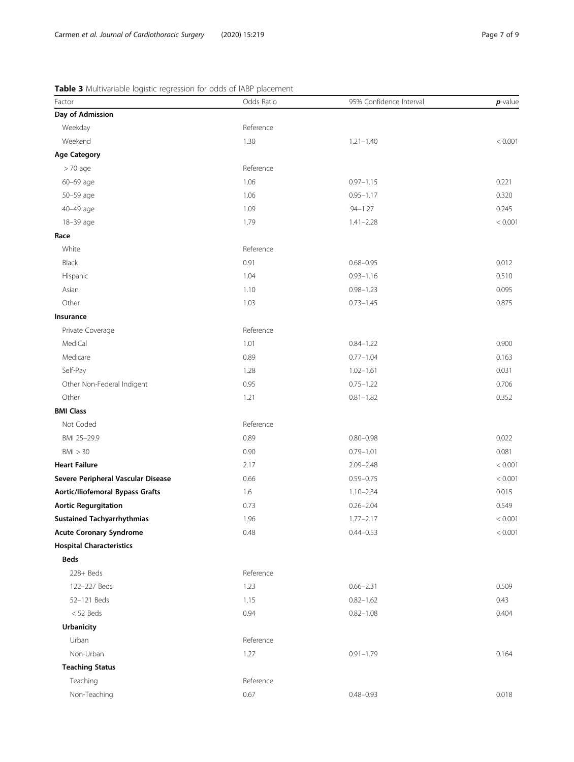**Table 3** Multivariable logistic regression for odds of IABP placement

| Factor | Odds Ratio | 95% Confidence Interval | *p*-value |
|---|---|---|---|
| **Day of Admission** | | | |
| Weekday | Reference | | |
| Weekend | 1.30 | 1.21–1.40 | < 0.001 |
| **Age Category** | | | |
| > 70 age | Reference | | |
| 60–69 age | 1.06 | 0.97–1.15 | 0.221 |
| 50–59 age | 1.06 | 0.95–1.17 | 0.320 |
| 40–49 age | 1.09 | .94–1.27 | 0.245 |
| 18–39 age | 1.79 | 1.41–2.28 | < 0.001 |
| **Race** | | | |
| White | Reference | | |
| Black | 0.91 | 0.68–0.95 | 0.012 |
| Hispanic | 1.04 | 0.93–1.16 | 0.510 |
| Asian | 1.10 | 0.98–1.23 | 0.095 |
| Other | 1.03 | 0.73–1.45 | 0.875 |
| **Insurance** | | | |
| Private Coverage | Reference | | |
| MediCal | 1.01 | 0.84–1.22 | 0.900 |
| Medicare | 0.89 | 0.77–1.04 | 0.163 |
| Self-Pay | 1.28 | 1.02–1.61 | 0.031 |
| Other Non-Federal Indigent | 0.95 | 0.75–1.22 | 0.706 |
| Other | 1.21 | 0.81–1.82 | 0.352 |
| **BMI Class** | | | |
| Not Coded | Reference | | |
| BMI 25–29.9 | 0.89 | 0.80–0.98 | 0.022 |
| BMI > 30 | 0.90 | 0.79–1.01 | 0.081 |
| **Heart Failure** | 2.17 | 2.09–2.48 | < 0.001 |
| **Severe Peripheral Vascular Disease** | 0.66 | 0.59–0.75 | < 0.001 |
| **Aortic/Iliofemoral Bypass Grafts** | 1.6 | 1.10–2.34 | 0.015 |
| **Aortic Regurgitation** | 0.73 | 0.26–2.04 | 0.549 |
| **Sustained Tachyarrhythmias** | 1.96 | 1.77–2.17 | < 0.001 |
| **Acute Coronary Syndrome** | 0.48 | 0.44–0.53 | < 0.001 |
| **Hospital Characteristics** | | | |
| **Beds** | | | |
| 228+ Beds | Reference | | |
| 122–227 Beds | 1.23 | 0.66–2.31 | 0.509 |
| 52–121 Beds | 1.15 | 0.82–1.62 | 0.43 |
| < 52 Beds | 0.94 | 0.82–1.08 | 0.404 |
| **Urbanicity** | | | |
| Urban | Reference | | |
| Non-Urban | 1.27 | 0.91–1.79 | 0.164 |
| **Teaching Status** | | | |
| Teaching | Reference | | |
| Non-Teaching | 0.67 | 0.48–0.93 | 0.018 |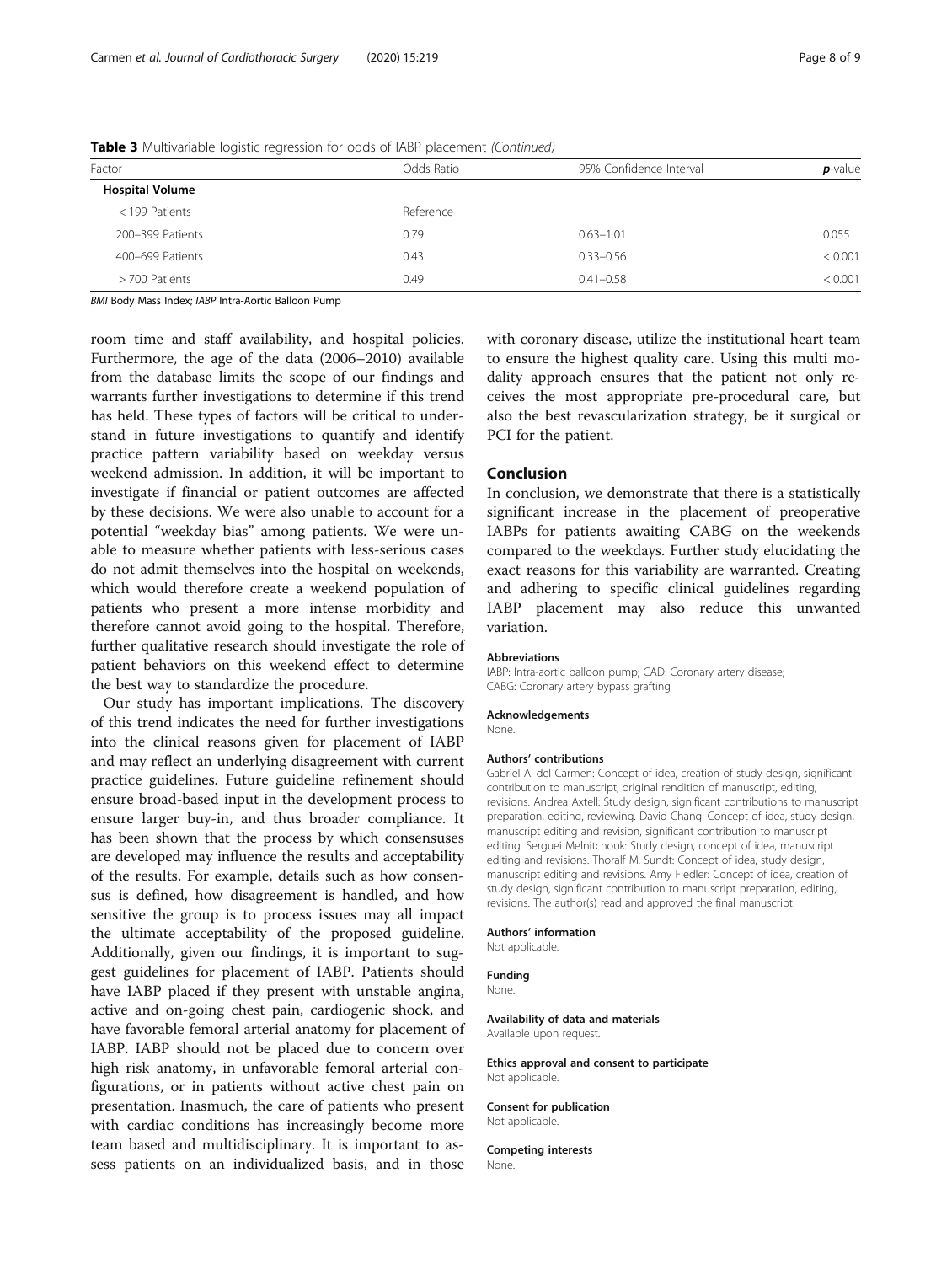**Table 3** Multivariable logistic regression for odds of IABP placement *(Continued)*

| Factor | Odds Ratio | 95% Confidence Interval | ***p*-value** |
|---|---|---|---|
| **Hospital Volume** | | | |
| < 199 Patients | Reference | | |
| 200–399 Patients | 0.79 | 0.63–1.01 | 0.055 |
| 400–699 Patients | 0.43 | 0.33–0.56 | < 0.001 |
| > 700 Patients | 0.49 | 0.41–0.58 | < 0.001 |

*BMI* Body Mass Index; *IABP* Intra-Aortic Balloon Pump

room time and staff availability, and hospital policies. Furthermore, the age of the data (2006–2010) available from the database limits the scope of our findings and warrants further investigations to determine if this trend has held. These types of factors will be critical to understand in future investigations to quantify and identify practice pattern variability based on weekday versus weekend admission. In addition, it will be important to investigate if financial or patient outcomes are affected by these decisions. We were also unable to account for a potential "weekday bias" among patients. We were unable to measure whether patients with less-serious cases do not admit themselves into the hospital on weekends, which would therefore create a weekend population of patients who present a more intense morbidity and therefore cannot avoid going to the hospital. Therefore, further qualitative research should investigate the role of patient behaviors on this weekend effect to determine the best way to standardize the procedure.

Our study has important implications. The discovery of this trend indicates the need for further investigations into the clinical reasons given for placement of IABP and may reflect an underlying disagreement with current practice guidelines. Future guideline refinement should ensure broad-based input in the development process to ensure larger buy-in, and thus broader compliance. It has been shown that the process by which consensuses are developed may influence the results and acceptability of the results. For example, details such as how consensus is defined, how disagreement is handled, and how sensitive the group is to process issues may all impact the ultimate acceptability of the proposed guideline. Additionally, given our findings, it is important to suggest guidelines for placement of IABP. Patients should have IABP placed if they present with unstable angina, active and on-going chest pain, cardiogenic shock, and have favorable femoral arterial anatomy for placement of IABP. IABP should not be placed due to concern over high risk anatomy, in unfavorable femoral arterial configurations, or in patients without active chest pain on presentation. Inasmuch, the care of patients who present with cardiac conditions has increasingly become more team based and multidisciplinary. It is important to assess patients on an individualized basis, and in those with coronary disease, utilize the institutional heart team to ensure the highest quality care. Using this multi modality approach ensures that the patient not only receives the most appropriate pre-procedural care, but also the best revascularization strategy, be it surgical or PCI for the patient.

## Conclusion

In conclusion, we demonstrate that there is a statistically significant increase in the placement of preoperative IABPs for patients awaiting CABG on the weekends compared to the weekdays. Further study elucidating the exact reasons for this variability are warranted. Creating and adhering to specific clinical guidelines regarding IABP placement may also reduce this unwanted variation.

#### Abbreviations

IABP: Intra-aortic balloon pump; CAD: Coronary artery disease; CABG: Coronary artery bypass grafting

#### Acknowledgements

None.

#### Authors' contributions

Gabriel A. del Carmen: Concept of idea, creation of study design, significant contribution to manuscript, original rendition of manuscript, editing, revisions. Andrea Axtell: Study design, significant contributions to manuscript preparation, editing, reviewing. David Chang: Concept of idea, study design, manuscript editing and revision, significant contribution to manuscript editing. Serguei Melnitchouk: Study design, concept of idea, manuscript editing and revisions. Thoralf M. Sundt: Concept of idea, study design, manuscript editing and revisions. Amy Fiedler: Concept of idea, creation of study design, significant contribution to manuscript preparation, editing, revisions. The author(s) read and approved the final manuscript.

#### Authors' information

Not applicable.

#### Funding

None.

#### Availability of data and materials

Available upon request.

#### Ethics approval and consent to participate

Not applicable.

#### Consent for publication

Not applicable.

#### Competing interests

None.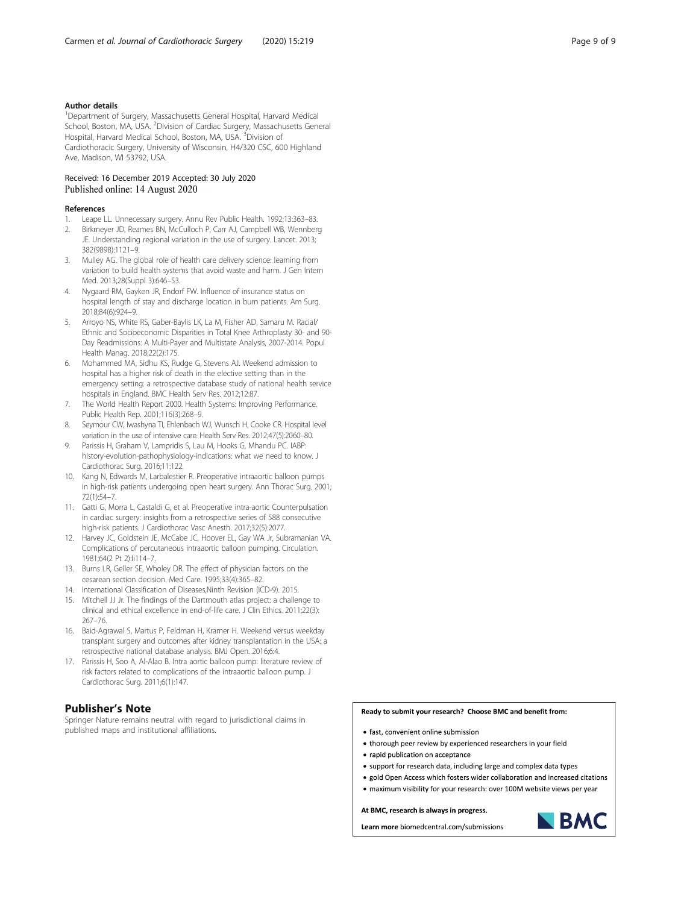### Author details

[1]Department of Surgery, Massachusetts General Hospital, Harvard Medical School, Boston, MA, USA. [2]Division of Cardiac Surgery, Massachusetts General Hospital, Harvard Medical School, Boston, MA, USA. [3]Division of Cardiothoracic Surgery, University of Wisconsin, H4/320 CSC, 600 Highland Ave, Madison, WI 53792, USA.

Received: 16 December 2019 Accepted: 30 July 2020
Published online: 14 August 2020

### References

1. Leape LL. Unnecessary surgery. Annu Rev Public Health. 1992;13:363–83.
2. Birkmeyer JD, Reames BN, McCulloch P, Carr AJ, Campbell WB, Wennberg JE. Understanding regional variation in the use of surgery. Lancet. 2013; 382(9898):1121–9.
3. Mulley AG. The global role of health care delivery science: learning from variation to build health systems that avoid waste and harm. J Gen Intern Med. 2013;28(Suppl 3):646–53.
4. Nygaard RM, Gayken JR, Endorf FW. Influence of insurance status on hospital length of stay and discharge location in burn patients. Am Surg. 2018;84(6):924–9.
5. Arroyo NS, White RS, Gaber-Baylis LK, La M, Fisher AD, Samaru M. Racial/ Ethnic and Socioeconomic Disparities in Total Knee Arthroplasty 30- and 90-Day Readmissions: A Multi-Payer and Multistate Analysis, 2007-2014. Popul Health Manag. 2018;22(2):175.
6. Mohammed MA, Sidhu KS, Rudge G, Stevens AJ. Weekend admission to hospital has a higher risk of death in the elective setting than in the emergency setting: a retrospective database study of national health service hospitals in England. BMC Health Serv Res. 2012;12:87.
7. The World Health Report 2000. Health Systems: Improving Performance. Public Health Rep. 2001;116(3):268–9.
8. Seymour CW, Iwashyna TJ, Ehlenbach WJ, Wunsch H, Cooke CR. Hospital level variation in the use of intensive care. Health Serv Res. 2012;47(5):2060–80.
9. Parissis H, Graham V, Lampridis S, Lau M, Hooks G, Mhandu PC. IABP: history-evolution-pathophysiology-indications: what we need to know. J Cardiothorac Surg. 2016;11:122.
10. Kang N, Edwards M, Larbalestier R. Preoperative intraaortic balloon pumps in high-risk patients undergoing open heart surgery. Ann Thorac Surg. 2001; 72(1):54–7.
11. Gatti G, Morra L, Castaldi G, et al. Preoperative intra-aortic Counterpulsation in cardiac surgery: insights from a retrospective series of 588 consecutive high-risk patients. J Cardiothorac Vasc Anesth. 2017;32(5):2077.
12. Harvey JC, Goldstein JE, McCabe JC, Hoover EL, Gay WA Jr, Subramanian VA. Complications of percutaneous intraaortic balloon pumping. Circulation. 1981;64(2 Pt 2):Ii114–7.
13. Burns LR, Geller SE, Wholey DR. The effect of physician factors on the cesarean section decision. Med Care. 1995;33(4):365–82.
14. International Classification of Diseases,Ninth Revision (ICD-9). 2015.
15. Mitchell JJ Jr. The findings of the Dartmouth atlas project: a challenge to clinical and ethical excellence in end-of-life care. J Clin Ethics. 2011;22(3): 267–76.
16. Baid-Agrawal S, Martus P, Feldman H, Kramer H. Weekend versus weekday transplant surgery and outcomes after kidney transplantation in the USA: a retrospective national database analysis. BMJ Open. 2016;6:4.
17. Parissis H, Soo A, Al-Alao B. Intra aortic balloon pump: literature review of risk factors related to complications of the intraaortic balloon pump. J Cardiothorac Surg. 2011;6(1):147.

## Publisher's Note

Springer Nature remains neutral with regard to jurisdictional claims in published maps and institutional affiliations.

**Ready to submit your research? Choose BMC and benefit from:**

- fast, convenient online submission
- thorough peer review by experienced researchers in your field
- rapid publication on acceptance
- support for research data, including large and complex data types
- gold Open Access which fosters wider collaboration and increased citations
- maximum visibility for your research: over 100M website views per year

**At BMC, research is always in progress.**

**Learn more** biomedcentral.com/submissions

BMC